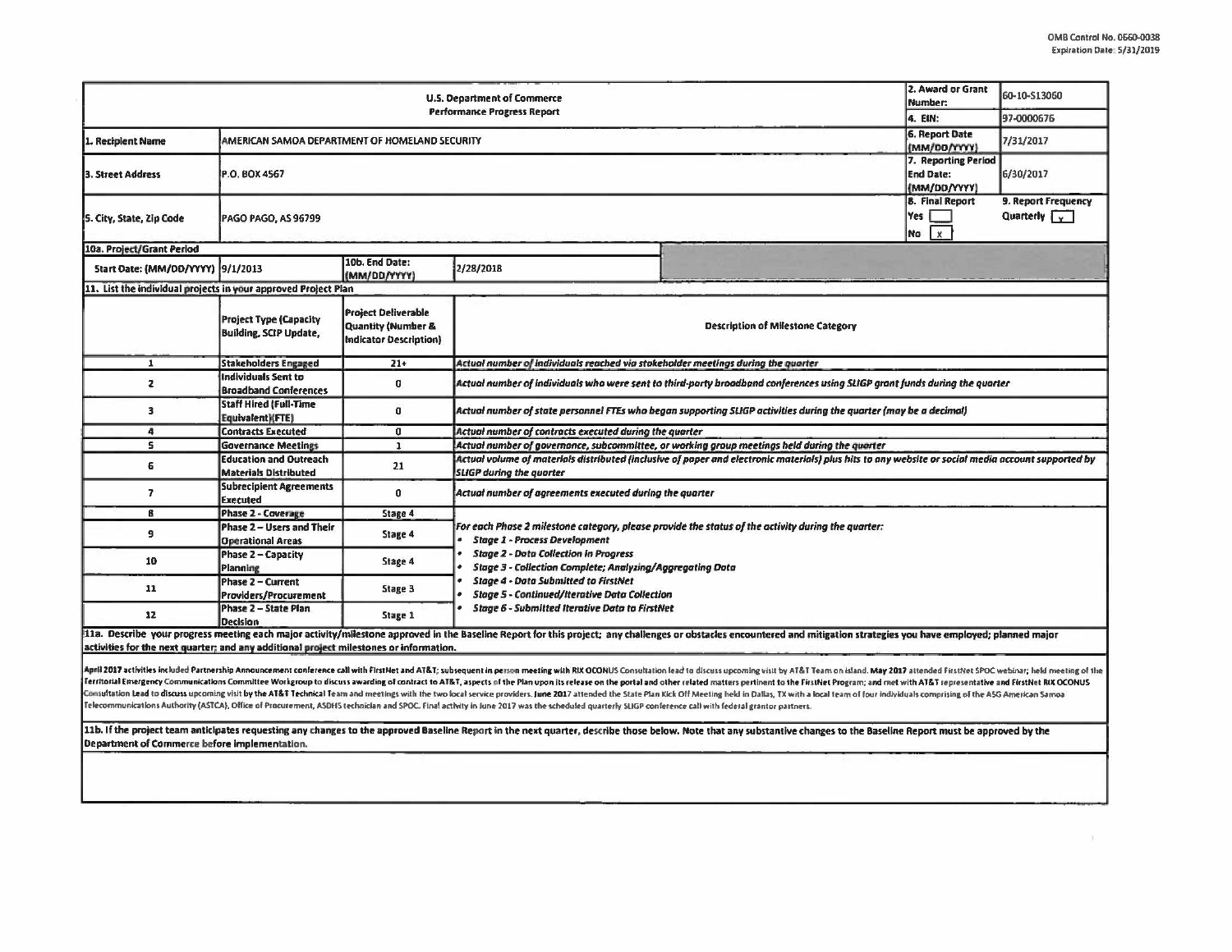OMB Control No. 0660-0038
Expiration Date: 5/31/2019

| U.S. Department of Commerce<br>Performance Progress Report | | | | 2. Award or Grant Number: | 60-10-S13060 |
|---|---|---|---|---|---|
| | | | | 4. EIN: | 97-0000676 |
| 1. Recipient Name | AMERICAN SAMOA DEPARTMENT OF HOMELAND SECURITY | | | 6. Report Date (MM/DD/YYYY) | 7/31/2017 |
| 3. Street Address | P.O. BOX 4567 | | | 7. Reporting Period End Date: (MM/DD/YYYY) | 6/30/2017 |
| 5. City, State, Zip Code | PAGO PAGO, AS 96799 | | | 8. Final Report<br>Yes [ ]<br>No [x] | 9. Report Frequency<br>Quarterly [x] |
| 10a. Project/Grant Period | | | | | |
| Start Date: (MM/DD/YYYY) | 9/1/2013 | 10b. End Date: (MM/DD/YYYY) | 2/28/2018 | | |

**11. List the individual projects in your approved Project Plan**

| | Project Type (Capacity Building, SCIP Update, | Project Deliverable Quantity (Number & Indicator Description) | Description of Milestone Category |
|---|---|---|---|
| 1 | Stakeholders Engaged | 21+ | *Actual number of individuals reached via stakeholder meetings during the quarter* |
| 2 | Individuals Sent to Broadband Conferences | 0 | *Actual number of individuals who were sent to third-party broadband conferences using SLIGP grant funds during the quarter* |
| 3 | Staff Hired (Full-Time Equivalent)(FTE) | 0 | *Actual number of state personnel FTEs who began supporting SLIGP activities during the quarter (may be a decimal)* |
| 4 | Contracts Executed | 0 | *Actual number of contracts executed during the quarter* |
| 5 | Governance Meetings | 1 | *Actual number of governance, subcommittee, or working group meetings held during the quarter* |
| 6 | Education and Outreach Materials Distributed | 21 | *Actual volume of materials distributed (inclusive of paper and electronic materials) plus hits to any website or social media account supported by SLIGP during the quarter* |
| 7 | Subrecipient Agreements Executed | 0 | *Actual number of agreements executed during the quarter* |
| 8 | Phase 2 - Coverage | Stage 4 | *For each Phase 2 milestone category, please provide the status of the activity during the quarter:*<br>• *Stage 1 - Process Development*<br>• *Stage 2 - Data Collection in Progress*<br>• *Stage 3 - Collection Complete; Analyzing/Aggregating Data*<br>• *Stage 4 - Data Submitted to FirstNet*<br>• *Stage 5 - Continued/Iterative Data Collection*<br>• *Stage 6 - Submitted Iterative Data to FirstNet* |
| 9 | Phase 2 – Users and Their Operational Areas | Stage 4 | |
| 10 | Phase 2 – Capacity Planning | Stage 4 | |
| 11 | Phase 2 – Current Providers/Procurement | Stage 3 | |
| 12 | Phase 2 – State Plan Decision | Stage 1 | |

**11a. Describe your progress meeting each major activity/milestone approved in the Baseline Report for this project; any challenges or obstacles encountered and mitigation strategies you have employed; planned major activities for the next quarter; and any additional project milestones or information.**

**April 2017** activities included Partnership Announcement conference call with FirstNet and AT&T; subsequent in person meeting with RIX OCONUS Consultation lead to discuss upcoming visit by AT&T Team on island. **May 2017** attended FirstNet SPOC webinar; held meeting of the Territorial Emergency Communications Committee Workgroup to discuss awarding of contract to AT&T, aspects of the Plan upon its release on the portal and other related matters pertinent to the FirstNet Program; and met with AT&T representative and FirstNet RIX OCONUS Consultation Lead to discuss upcoming visit by the AT&T Technical Team and meetings with the two local service providers. **June 2017** attended the State Plan Kick Off Meeting held in Dallas, TX with a local team of four individuals comprising of the ASG American Samoa Telecommunications Authority (ASTCA), Office of Procurement, ASDHS technician and SPOC. Final activity in June 2017 was the scheduled quarterly SLIGP conference call with federal grantor partners.

**11b. If the project team anticipates requesting any changes to the approved Baseline Report in the next quarter, describe those below. Note that any substantive changes to the Baseline Report must be approved by the Department of Commerce before implementation.**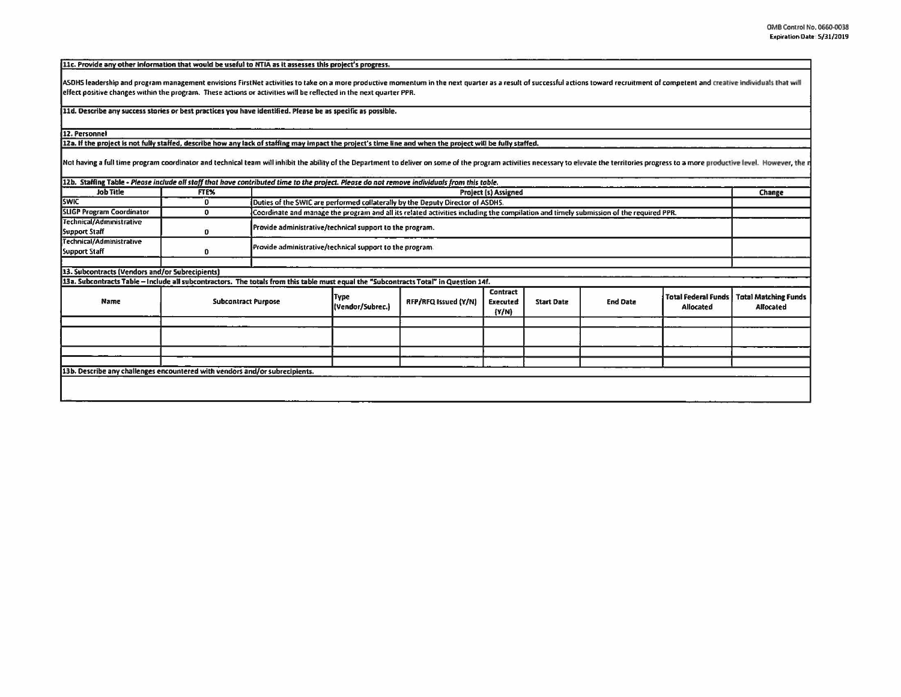**11c. Provide any other information that would be useful to NTIA as it assesses this project's progress.**

ASDHS leadership and program management envisions FirstNet activities to take on a more productive momentum in the next quarter as a result of successful actions toward recruitment of competent and creative individuals that will effect positive changes within the program. These actions or activities will be reflected in the next quarter PPR.

**11d. Describe any success stories or best practices you have identified. Please be as specific as possible.**

**12. Personnel**

**12a. If the project is not fully staffed, describe how any lack of staffing may impact the project's time line and when the project will be fully staffed.**

Not having a full time program coordinator and technical team will inhibit the ability of the Department to deliver on some of the program activities necessary to elevate the territories progress to a more productive level. However, the r

**12b. Staffing Table** - *Please include all staff that have contributed time to the project. Please do not remove individuals from this table.*

| Job Title | FTE% | Project (s) Assigned | Change |
|---|---|---|---|
| SWIC | 0 | Duties of the SWIC are performed collaterally by the Deputy Director of ASDHS. | |
| SLIGP Program Coordinator | 0 | Coordinate and manage the program and all its related activities including the compilation and timely submission of the required PPR. | |
| Technical/Administrative Support Staff | 0 | Provide administrative/technical support to the program. | |
| Technical/Administrative Support Staff | 0 | Provide administrative/technical support to the program. | |
| | | | |

**13. Subcontracts (Vendors and/or Subrecipients)**

**13a. Subcontracts Table – Include all subcontractors. The totals from this table must equal the "Subcontracts Total" in Question 14f.**

| Name | Subcontract Purpose | Type (Vendor/Subrec.) | RFP/RFQ Issued (Y/N) | Contract Executed (Y/N) | Start Date | End Date | Total Federal Funds Allocated | Total Matching Funds Allocated |
|---|---|---|---|---|---|---|---|---|
| | | | | | | | | |
| | | | | | | | | |
| | | | | | | | | |
| | | | | | | | | |

**13b. Describe any challenges encountered with vendors and/or subrecipients.**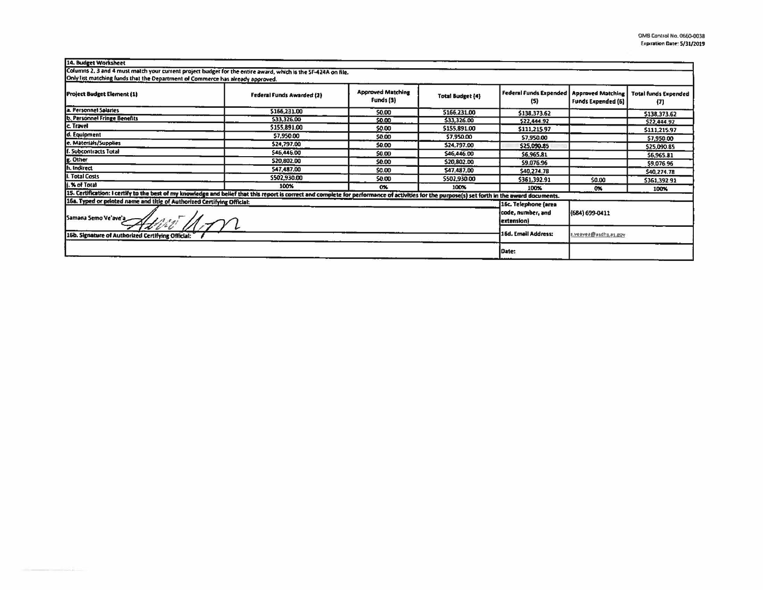OMB Control No. 0660-0038
Expiration Date: 5/31/2019

**14. Budget Worksheet**

Columns 2, 3 and 4 must match your current project budget for the entire award, which is the SF-424A on file.
Only list matching funds that the Department of Commerce has already approved.

| Project Budget Element (1) | Federal Funds Awarded (2) | Approved Matching Funds (3) | Total Budget (4) | Federal Funds Expended (5) | Approved Matching Funds Expended (6) | Total funds Expended (7) |
|---|---|---|---|---|---|---|
| a. Personnel Salaries | $166,231.00 | $0.00 | $166,231.00 | $138,373.62 | | $138,373.62 |
| b. Personnel Fringe Benefits | $33,326.00 | $0.00 | $33,326.00 | $22,444.92 | | $22,444.92 |
| c. Travel | $155,891.00 | $0.00 | $155,891.00 | $111,215.97 | | $111,215.97 |
| d. Equipment | $7,950.00 | $0.00 | $7,950.00 | $7,950.00 | | $7,950.00 |
| e. Materials/Supplies | $24,797.00 | $0.00 | $24,797.00 | $25,090.85 | | $25,090.85 |
| f. Subcontracts Total | $46,446.00 | $0.00 | $46,446.00 | $6,965.81 | | $6,965.81 |
| g. Other | $20,802.00 | $0.00 | $20,802.00 | $9,076.96 | | $9,076.96 |
| h. Indirect | $47,487.00 | $0.00 | $47,487.00 | $40,274.78 | | $40,274.78 |
| i. Total Costs | $502,930.00 | $0.00 | $502,930.00 | $361,392.91 | $0.00 | $361,392.91 |
| j. % of Total | 100% | 0% | 100% | 100% | 0% | 100% |

**15. Certification:** I certify to the best of my knowledge and belief that this report is correct and complete for performance of activities for the purpose(s) set forth in the award documents.

| | | | |
|---|---|---|---|
| **16a. Typed or printed name and title of Authorized Certifying Official:** Samana Semo Ve'ave'a | | **16c. Telephone (area code, number, and extension)** | (684) 699-0411 |
| **16b. Signature of Authorized Certifying Official:** | | **16d. Email Address:** | s.veavea@asdhs.as.gov |
| | | **Date:** | |